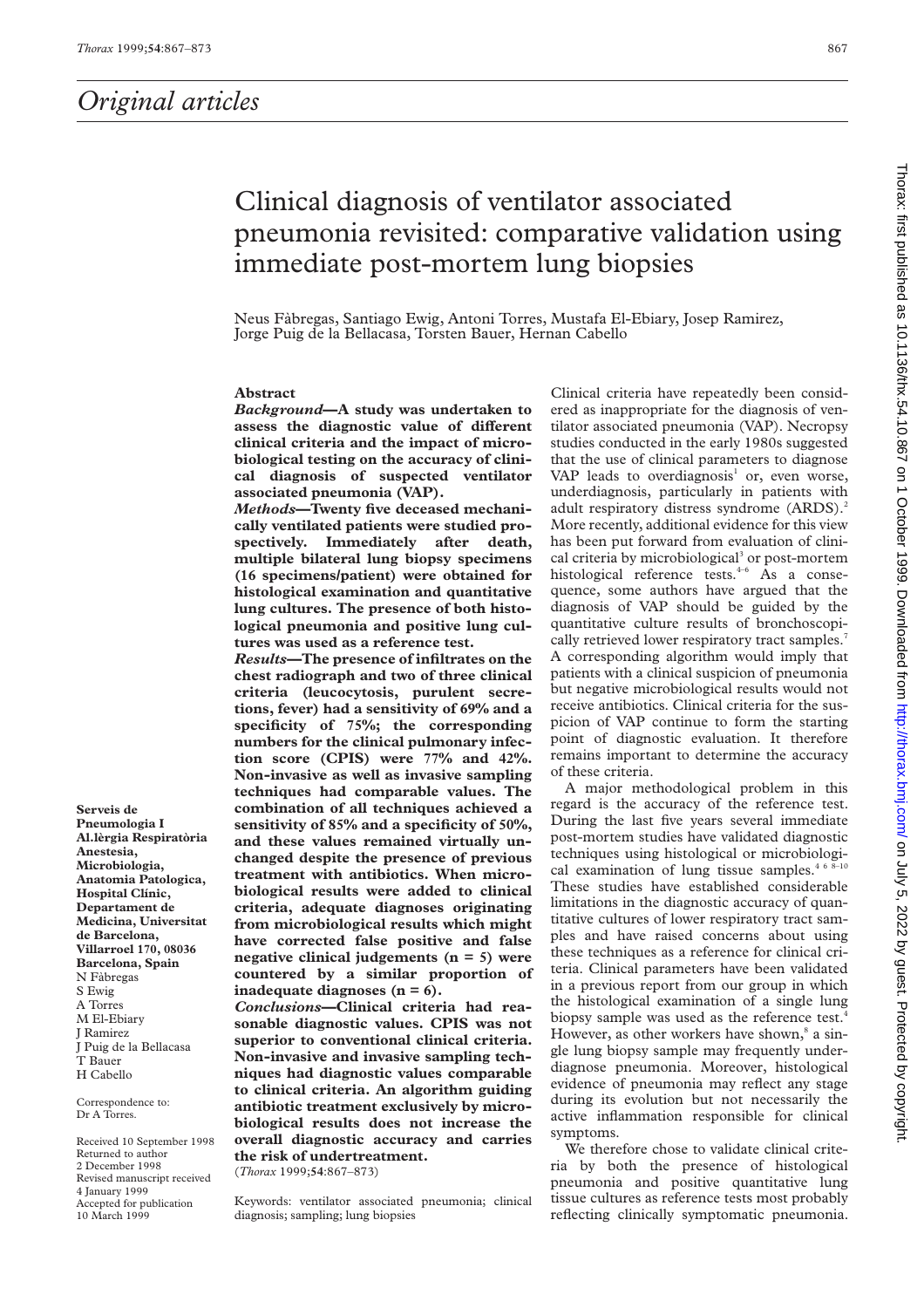# Original articles

# Clinical diagnosis of ventilator associated pneumonia revisited: comparative validation using immediate post-mortem lung biopsies

Neus Fàbregas, Santiago Ewig, Antoni Torres, Mustafa El-Ebiary, Josep Ramirez, Jorge Puig de la Bellacasa, Torsten Bauer, Hernan Cabello

Serveis de Pneumologia I Al.lèrgia Respiratòria Anestesia, Microbiologia, Anatomia Patologica, Hospital Clínic, Departament de Medicina, Universitat de Barcelona, Villarroel 170, 08036 Barcelona, Spain
N Fàbregas
S Ewig
A Torres
M El-Ebiary
J Ramirez
J Puig de la Bellacasa
T Bauer
H Cabello

Correspondence to: Dr A Torres.

Received 10 September 1998
Returned to author 2 December 1998
Revised manuscript received 4 January 1999
Accepted for publication 10 March 1999

## Abstract

***Background*—A study was undertaken to assess the diagnostic value of different clinical criteria and the impact of microbiological testing on the accuracy of clinical diagnosis of suspected ventilator associated pneumonia (VAP).**

***Methods*—Twenty five deceased mechanically ventilated patients were studied prospectively. Immediately after death, multiple bilateral lung biopsy specimens (16 specimens/patient) were obtained for histological examination and quantitative lung cultures. The presence of both histological pneumonia and positive lung cultures was used as a reference test.**

***Results*—The presence of infiltrates on the chest radiograph and two of three clinical criteria (leucocytosis, purulent secretions, fever) had a sensitivity of 69% and a specificity of 75%; the corresponding numbers for the clinical pulmonary infection score (CPIS) were 77% and 42%. Non-invasive as well as invasive sampling techniques had comparable values. The combination of all techniques achieved a sensitivity of 85% and a specificity of 50%, and these values remained virtually unchanged despite the presence of previous treatment with antibiotics. When microbiological results were added to clinical criteria, adequate diagnoses originating from microbiological results which might have corrected false positive and false negative clinical judgements (n = 5) were countered by a similar proportion of inadequate diagnoses (n = 6).**

***Conclusions*—Clinical criteria had reasonable diagnostic values. CPIS was not superior to conventional clinical criteria. Non-invasive and invasive sampling techniques had diagnostic values comparable to clinical criteria. An algorithm guiding antibiotic treatment exclusively by microbiological results does not increase the overall diagnostic accuracy and carries the risk of undertreatment.**

(*Thorax* 1999;**54**:867–873)

Keywords: ventilator associated pneumonia; clinical diagnosis; sampling; lung biopsies

Clinical criteria have repeatedly been considered as inappropriate for the diagnosis of ventilator associated pneumonia (VAP). Necropsy studies conducted in the early 1980s suggested that the use of clinical parameters to diagnose VAP leads to overdiagnosis[1] or, even worse, underdiagnosis, particularly in patients with adult respiratory distress syndrome (ARDS).[2] More recently, additional evidence for this view has been put forward from evaluation of clinical criteria by microbiological[3] or post-mortem histological reference tests.[4–6] As a consequence, some authors have argued that the diagnosis of VAP should be guided by the quantitative culture results of bronchoscopically retrieved lower respiratory tract samples.[7] A corresponding algorithm would imply that patients with a clinical suspicion of pneumonia but negative microbiological results would not receive antibiotics. Clinical criteria for the suspicion of VAP continue to form the starting point of diagnostic evaluation. It therefore remains important to determine the accuracy of these criteria.

A major methodological problem in this regard is the accuracy of the reference test. During the last five years several immediate post-mortem studies have validated diagnostic techniques using histological or microbiological examination of lung tissue samples.[4 6 8–10] These studies have established considerable limitations in the diagnostic accuracy of quantitative cultures of lower respiratory tract samples and have raised concerns about using these techniques as a reference for clinical criteria. Clinical parameters have been validated in a previous report from our group in which the histological examination of a single lung biopsy sample was used as the reference test.[4] However, as other workers have shown,[8] a single lung biopsy sample may frequently underdiagnose pneumonia. Moreover, histological evidence of pneumonia may reflect any stage during its evolution but not necessarily the active inflammation responsible for clinical symptoms.

We therefore chose to validate clinical criteria by both the presence of histological pneumonia and positive quantitative lung tissue cultures as reference tests most probably reflecting clinically symptomatic pneumonia.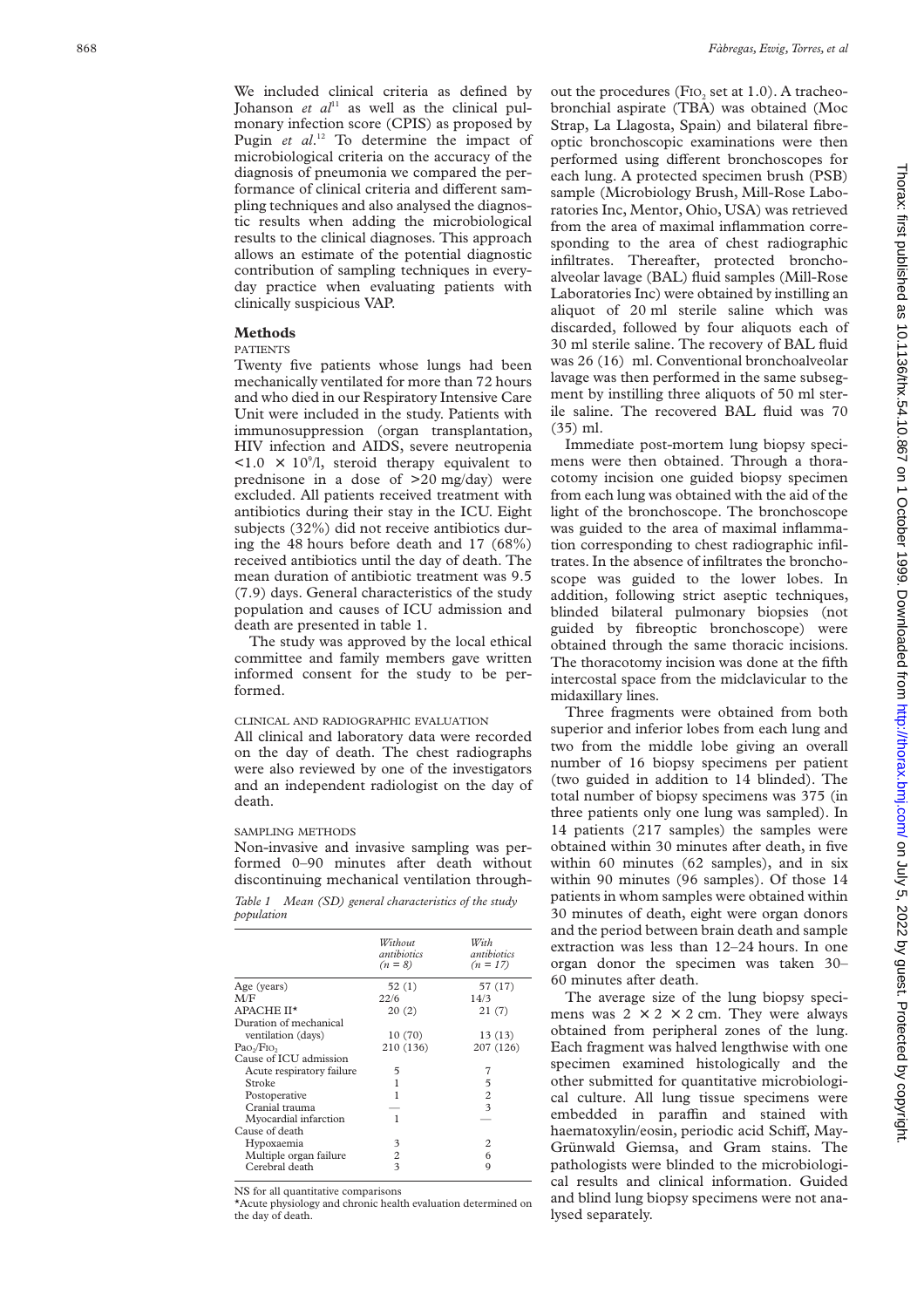We included clinical criteria as defined by Johanson *et al*[11] as well as the clinical pulmonary infection score (CPIS) as proposed by Pugin *et al*.[12] To determine the impact of microbiological criteria on the accuracy of the diagnosis of pneumonia we compared the performance of clinical criteria and different sampling techniques and also analysed the diagnostic results when adding the microbiological results to the clinical diagnoses. This approach allows an estimate of the potential diagnostic contribution of sampling techniques in everyday practice when evaluating patients with clinically suspicious VAP.

## Methods

### PATIENTS

Twenty five patients whose lungs had been mechanically ventilated for more than 72 hours and who died in our Respiratory Intensive Care Unit were included in the study. Patients with immunosuppression (organ transplantation, HIV infection and AIDS, severe neutropenia $<1.0 \times 10^9$/l, steroid therapy equivalent to prednisone in a dose of >20 mg/day) were excluded. All patients received treatment with antibiotics during their stay in the ICU. Eight subjects (32%) did not receive antibiotics during the 48 hours before death and 17 (68%) received antibiotics until the day of death. The mean duration of antibiotic treatment was 9.5 (7.9) days. General characteristics of the study population and causes of ICU admission and death are presented in table 1.

The study was approved by the local ethical committee and family members gave written informed consent for the study to be performed.

### CLINICAL AND RADIOGRAPHIC EVALUATION

All clinical and laboratory data were recorded on the day of death. The chest radiographs were also reviewed by one of the investigators and an independent radiologist on the day of death.

### SAMPLING METHODS

Non-invasive and invasive sampling was performed 0–90 minutes after death without discontinuing mechanical ventilation throughout the procedures ($FIO_2$ set at 1.0). A tracheobronchial aspirate (TBA) was obtained (Moc Strap, La Llagosta, Spain) and bilateral fibreoptic bronchoscopic examinations were then performed using different bronchoscopes for each lung. A protected specimen brush (PSB) sample (Microbiology Brush, Mill-Rose Laboratories Inc, Mentor, Ohio, USA) was retrieved from the area of maximal inflammation corresponding to the area of chest radiographic infiltrates. Thereafter, protected bronchoalveolar lavage (BAL) fluid samples (Mill-Rose Laboratories Inc) were obtained by instilling an aliquot of 20 ml sterile saline which was discarded, followed by four aliquots each of 30 ml sterile saline. The recovery of BAL fluid was 26 (16) ml. Conventional bronchoalveolar lavage was then performed in the same subsegment by instilling three aliquots of 50 ml sterile saline. The recovered BAL fluid was 70 (35) ml.

Immediate post-mortem lung biopsy specimens were then obtained. Through a thoracotomy incision one guided biopsy specimen from each lung was obtained with the aid of the light of the bronchoscope. The bronchoscope was guided to the area of maximal inflammation corresponding to chest radiographic infiltrates. In the absence of infiltrates the bronchoscope was guided to the lower lobes. In addition, following strict aseptic techniques, blinded bilateral pulmonary biopsies (not guided by fibreoptic bronchoscope) were obtained through the same thoracic incisions. The thoracotomy incision was done at the fifth intercostal space from the midclavicular to the midaxillary lines.

Three fragments were obtained from both superior and inferior lobes from each lung and two from the middle lobe giving an overall number of 16 biopsy specimens per patient (two guided in addition to 14 blinded). The total number of biopsy specimens was 375 (in three patients only one lung was sampled). In 14 patients (217 samples) the samples were obtained within 30 minutes after death, in five within 60 minutes (62 samples), and in six within 90 minutes (96 samples). Of those 14 patients in whom samples were obtained within 30 minutes of death, eight were organ donors and the period between brain death and sample extraction was less than 12–24 hours. In one organ donor the specimen was taken 30–60 minutes after death.

The average size of the lung biopsy specimens was 2 × 2 × 2 cm. They were always obtained from peripheral zones of the lung. Each fragment was halved lengthwise with one specimen examined histologically and the other submitted for quantitative microbiological culture. All lung tissue specimens were embedded in paraffin and stained with haematoxylin/eosin, periodic acid Schiff, May-Grünwald Giemsa, and Gram stains. The pathologists were blinded to the microbiological results and clinical information. Guided and blind lung biopsy specimens were not analysed separately.

*Table 1 Mean (SD) general characteristics of the study population*

| | Without antibiotics (n = 8) | With antibiotics (n = 17) |
|---|---|---|
| Age (years) | 52 (1) | 57 (17) |
| M/F | 22/6 | 14/3 |
| APACHE II* | 20 (2) | 21 (7) |
| Duration of mechanical ventilation (days) | 10 (70) | 13 (13) |
| $PaO_2/FIO_2$ | 210 (136) | 207 (126) |
| Cause of ICU admission | | |
| Acute respiratory failure | 5 | 7 |
| Stroke | 1 | 5 |
| Postoperative | 1 | 2 |
| Cranial trauma | — | 3 |
| Myocardial infarction | 1 | — |
| Cause of death | | |
| Hypoxaemia | 3 | 2 |
| Multiple organ failure | 2 | 6 |
| Cerebral death | 3 | 9 |

NS for all quantitative comparisons

*Acute physiology and chronic health evaluation determined on the day of death.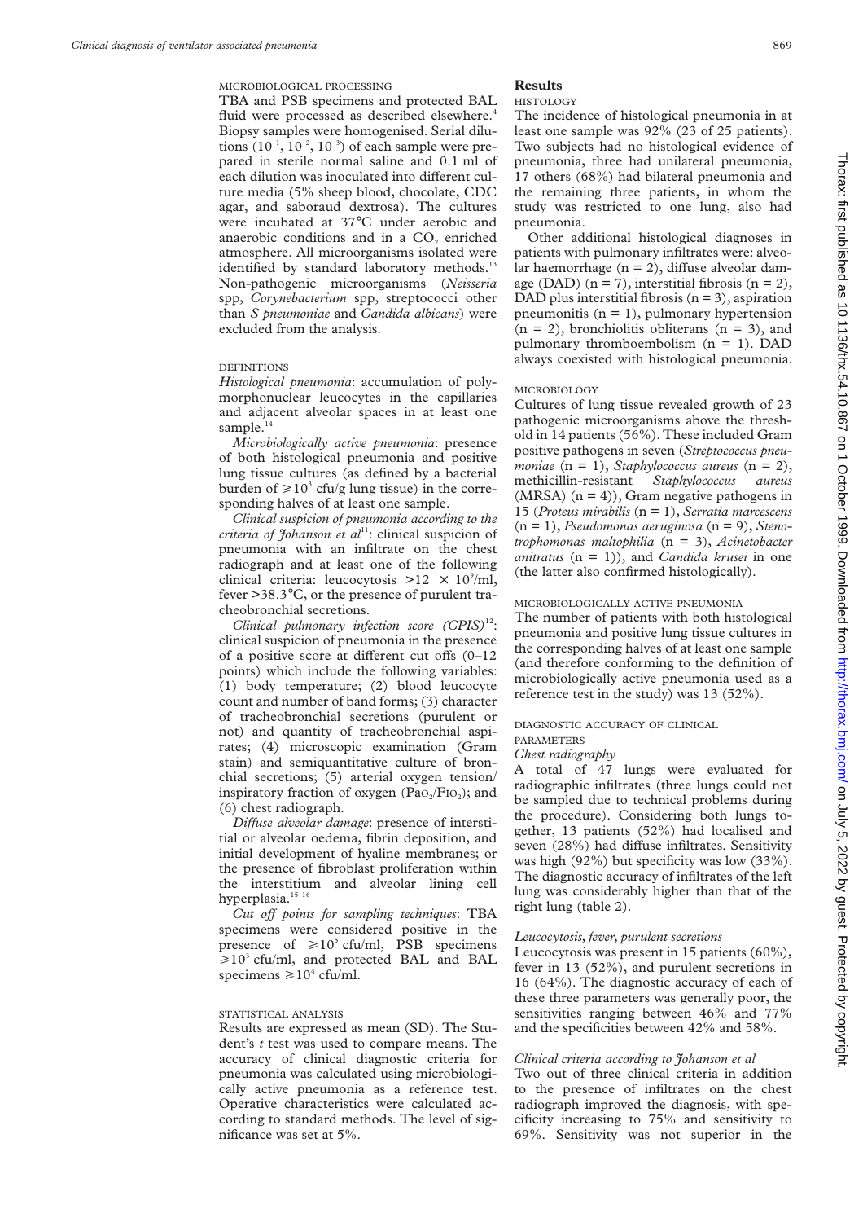### MICROBIOLOGICAL PROCESSING

TBA and PSB specimens and protected BAL fluid were processed as described elsewhere.[4] Biopsy samples were homogenised. Serial dilutions ($10^{-1}$, $10^{-2}$, $10^{-3}$) of each sample were prepared in sterile normal saline and 0.1 ml of each dilution was inoculated into different culture media (5% sheep blood, chocolate, CDC agar, and saboraud dextrosa). The cultures were incubated at 37°C under aerobic and anaerobic conditions and in a $CO_2$ enriched atmosphere. All microorganisms isolated were identified by standard laboratory methods.[13] Non-pathogenic microorganisms (*Neisseria* spp, *Corynebacterium* spp, streptococci other than *S pneumoniae* and *Candida albicans*) were excluded from the analysis.

### DEFINITIONS

*Histological pneumonia*: accumulation of polymorphonuclear leucocytes in the capillaries and adjacent alveolar spaces in at least one sample.[14]

*Microbiologically active pneumonia*: presence of both histological pneumonia and positive lung tissue cultures (as defined by a bacterial burden of $\geqslant 10^3$ cfu/g lung tissue) in the corresponding halves of at least one sample.

*Clinical suspicion of pneumonia according to the criteria of Johanson et al*[11]: clinical suspicion of pneumonia with an infiltrate on the chest radiograph and at least one of the following clinical criteria: leucocytosis $>12 \times 10^9$/ml, fever >38.3°C, or the presence of purulent tracheobronchial secretions.

*Clinical pulmonary infection score (CPIS)*[12]: clinical suspicion of pneumonia in the presence of a positive score at different cut offs (0–12 points) which include the following variables: (1) body temperature; (2) blood leucocyte count and number of band forms; (3) character of tracheobronchial secretions (purulent or not) and quantity of tracheobronchial aspirates; (4) microscopic examination (Gram stain) and semiquantitative culture of bronchial secretions; (5) arterial oxygen tension/inspiratory fraction of oxygen ($PaO_2/FIO_2$); and (6) chest radiograph.

*Diffuse alveolar damage*: presence of interstitial or alveolar oedema, fibrin deposition, and initial development of hyaline membranes; or the presence of fibroblast proliferation within the interstitium and alveolar lining cell hyperplasia.[15 16]

*Cut off points for sampling techniques*: TBA specimens were considered positive in the presence of $\geqslant 10^5$ cfu/ml, PSB specimens $\geqslant 10^3$ cfu/ml, and protected BAL and BAL specimens $\geqslant 10^4$ cfu/ml.

### STATISTICAL ANALYSIS

Results are expressed as mean (SD). The Student's *t* test was used to compare means. The accuracy of clinical diagnostic criteria for pneumonia was calculated using microbiologically active pneumonia as a reference test. Operative characteristics were calculated according to standard methods. The level of significance was set at 5%.

## Results

### HISTOLOGY

The incidence of histological pneumonia in at least one sample was 92% (23 of 25 patients). Two subjects had no histological evidence of pneumonia, three had unilateral pneumonia, 17 others (68%) had bilateral pneumonia and the remaining three patients, in whom the study was restricted to one lung, also had pneumonia.

Other additional histological diagnoses in patients with pulmonary infiltrates were: alveolar haemorrhage (n = 2), diffuse alveolar damage (DAD) (n = 7), interstitial fibrosis (n = 2), DAD plus interstitial fibrosis (n = 3), aspiration pneumonitis (n = 1), pulmonary hypertension (n = 2), bronchiolitis obliterans (n = 3), and pulmonary thromboembolism (n = 1). DAD always coexisted with histological pneumonia.

### MICROBIOLOGY

Cultures of lung tissue revealed growth of 23 pathogenic microorganisms above the threshold in 14 patients (56%). These included Gram positive pathogens in seven (*Streptococcus pneumoniae* (n = 1), *Staphylococcus aureus* (n = 2), methicillin-resistant *Staphylococcus aureus* (MRSA) (n = 4)), Gram negative pathogens in 15 (*Proteus mirabilis* (n = 1), *Serratia marcescens* (n = 1), *Pseudomonas aeruginosa* (n = 9), *Stenotrophomonas maltophilia* (n = 3), *Acinetobacter anitratus* (n = 1)), and *Candida krusei* in one (the latter also confirmed histologically).

### MICROBIOLOGICALLY ACTIVE PNEUMONIA

The number of patients with both histological pneumonia and positive lung tissue cultures in the corresponding halves of at least one sample (and therefore conforming to the definition of microbiologically active pneumonia used as a reference test in the study) was 13 (52%).

### DIAGNOSTIC ACCURACY OF CLINICAL PARAMETERS

#### *Chest radiography*

A total of 47 lungs were evaluated for radiographic infiltrates (three lungs could not be sampled due to technical problems during the procedure). Considering both lungs together, 13 patients (52%) had localised and seven (28%) had diffuse infiltrates. Sensitivity was high (92%) but specificity was low (33%). The diagnostic accuracy of infiltrates of the left lung was considerably higher than that of the right lung (table 2).

#### *Leucocytosis, fever, purulent secretions*

Leucocytosis was present in 15 patients (60%), fever in 13 (52%), and purulent secretions in 16 (64%). The diagnostic accuracy of each of these three parameters was generally poor, the sensitivities ranging between 46% and 77% and the specificities between 42% and 58%.

#### *Clinical criteria according to Johanson et al*

Two out of three clinical criteria in addition to the presence of infiltrates on the chest radiograph improved the diagnosis, with specificity increasing to 75% and sensitivity to 69%. Sensitivity was not superior in the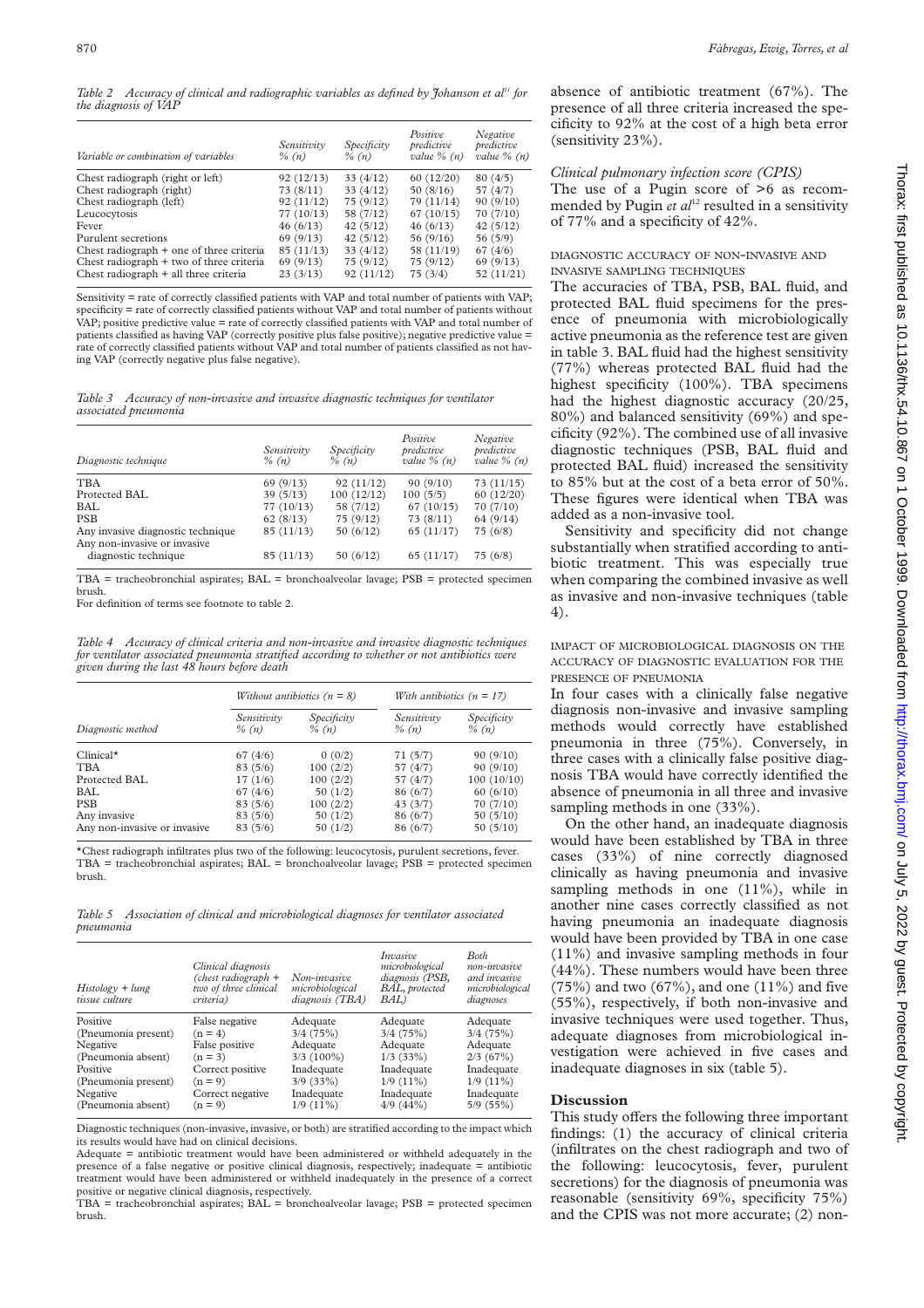*Table 2 Accuracy of clinical and radiographic variables as defined by Johanson et al[11] for the diagnosis of VAP*

| Variable or combination of variables | Sensitivity % (n) | Specificity % (n) | Positive predictive value % (n) | Negative predictive value % (n) |
|---|---|---|---|---|
| Chest radiograph (right or left) | 92 (12/13) | 33 (4/12) | 60 (12/20) | 80 (4/5) |
| Chest radiograph (right) | 73 (8/11) | 33 (4/12) | 50 (8/16) | 57 (4/7) |
| Chest radiograph (left) | 92 (11/12) | 75 (9/12) | 79 (11/14) | 90 (9/10) |
| Leucocytosis | 77 (10/13) | 58 (7/12) | 67 (10/15) | 70 (7/10) |
| Fever | 46 (6/13) | 42 (5/12) | 46 (6/13) | 42 (5/12) |
| Purulent secretions | 69 (9/13) | 42 (5/12) | 56 (9/16) | 56 (5/9) |
| Chest radiograph + one of three criteria | 85 (11/13) | 33 (4/12) | 58 (11/19) | 67 (4/6) |
| Chest radiograph + two of three criteria | 69 (9/13) | 75 (9/12) | 75 (9/12) | 69 (9/13) |
| Chest radiograph + all three criteria | 23 (3/13) | 92 (11/12) | 75 (3/4) | 52 (11/21) |

Sensitivity = rate of correctly classified patients with VAP and total number of patients with VAP; specificity = rate of correctly classified patients without VAP and total number of patients without VAP; positive predictive value = rate of correctly classified patients with VAP and total number of patients classified as having VAP (correctly positive plus false positive); negative predictive value = rate of correctly classified patients without VAP and total number of patients classified as not having VAP (correctly negative plus false negative).

*Table 3 Accuracy of non-invasive and invasive diagnostic techniques for ventilator associated pneumonia*

| Diagnostic technique | Sensitivity % (n) | Specificity % (n) | Positive predictive value % (n) | Negative predictive value % (n) |
|---|---|---|---|---|
| TBA | 69 (9/13) | 92 (11/12) | 90 (9/10) | 73 (11/15) |
| Protected BAL | 39 (5/13) | 100 (12/12) | 100 (5/5) | 60 (12/20) |
| BAL | 77 (10/13) | 58 (7/12) | 67 (10/15) | 70 (7/10) |
| PSB | 62 (8/13) | 75 (9/12) | 73 (8/11) | 64 (9/14) |
| Any invasive diagnostic technique | 85 (11/13) | 50 (6/12) | 65 (11/17) | 75 (6/8) |
| Any non-invasive or invasive diagnostic technique | 85 (11/13) | 50 (6/12) | 65 (11/17) | 75 (6/8) |

TBA = tracheobronchial aspirates; BAL = bronchoalveolar lavage; PSB = protected specimen brush.
For definition of terms see footnote to table 2.

*Table 4 Accuracy of clinical criteria and non-invasive and invasive diagnostic techniques for ventilator associated pneumonia stratified according to whether or not antibiotics were given during the last 48 hours before death*

| Diagnostic method | Without antibiotics (n = 8) | | With antibiotics (n = 17) | |
|---|---|---|---|---|
| | Sensitivity % (n) | Specificity % (n) | Sensitivity % (n) | Specificity % (n) |
| Clinical* | 67 (4/6) | 0 (0/2) | 71 (5/7) | 90 (9/10) |
| TBA | 83 (5/6) | 100 (2/2) | 57 (4/7) | 90 (9/10) |
| Protected BAL | 17 (1/6) | 100 (2/2) | 57 (4/7) | 100 (10/10) |
| BAL | 67 (4/6) | 50 (1/2) | 86 (6/7) | 60 (6/10) |
| PSB | 83 (5/6) | 100 (2/2) | 43 (3/7) | 70 (7/10) |
| Any invasive | 83 (5/6) | 50 (1/2) | 86 (6/7) | 50 (5/10) |
| Any non-invasive or invasive | 83 (5/6) | 50 (1/2) | 86 (6/7) | 50 (5/10) |

*Chest radiograph infiltrates plus two of the following: leucocytosis, purulent secretions, fever.
TBA = tracheobronchial aspirates; BAL = bronchoalveolar lavage; PSB = protected specimen brush.

*Table 5 Association of clinical and microbiological diagnoses for ventilator associated pneumonia*

| Histology + lung tissue culture | Clinical diagnosis (chest radiograph + two of three clinical criteria) | Non-invasive microbiological diagnosis (TBA) | Invasive microbiological diagnosis (PSB, BAL, protected BAL) | Both non-invasive and invasive microbiological diagnoses |
|---|---|---|---|---|
| Positive (Pneumonia present) | False negative (n = 4) | Adequate 3/4 (75%) | Adequate 3/4 (75%) | Adequate 3/4 (75%) |
| Negative (Pneumonia absent) | False positive (n = 3) | Adequate 3/3 (100%) | Adequate 1/3 (33%) | Adequate 2/3 (67%) |
| Positive (Pneumonia present) | Correct positive (n = 9) | Inadequate 3/9 (33%) | Inadequate 1/9 (11%) | Inadequate 1/9 (11%) |
| Negative (Pneumonia absent) | Correct negative (n = 9) | Inadequate 1/9 (11%) | Inadequate 4/9 (44%) | Inadequate 5/9 (55%) |

Diagnostic techniques (non-invasive, invasive, or both) are stratified according to the impact which its results would have had on clinical decisions.
Adequate = antibiotic treatment would have been administered or withheld adequately in the presence of a false negative or positive clinical diagnosis, respectively; inadequate = antibiotic treatment would have been administered or withheld inadequately in the presence of a correct positive or negative clinical diagnosis, respectively.
TBA = tracheobronchial aspirates; BAL = bronchoalveolar lavage; PSB = protected specimen brush.

absence of antibiotic treatment (67%). The presence of all three criteria increased the specificity to 92% at the cost of a high beta error (sensitivity 23%).

*Clinical pulmonary infection score (CPIS)*

The use of a Pugin score of >6 as recommended by Pugin *et al*[12] resulted in a sensitivity of 77% and a specificity of 42%.

### DIAGNOSTIC ACCURACY OF NON-INVASIVE AND INVASIVE SAMPLING TECHNIQUES

The accuracies of TBA, PSB, BAL fluid, and protected BAL fluid specimens for the presence of pneumonia with microbiologically active pneumonia as the reference test are given in table 3. BAL fluid had the highest sensitivity (77%) whereas protected BAL fluid had the highest specificity (100%). TBA specimens had the highest diagnostic accuracy (20/25, 80%) and balanced sensitivity (69%) and specificity (92%). The combined use of all invasive diagnostic techniques (PSB, BAL fluid and protected BAL fluid) increased the sensitivity to 85% but at the cost of a beta error of 50%. These figures were identical when TBA was added as a non-invasive tool.

Sensitivity and specificity did not change substantially when stratified according to antibiotic treatment. This was especially true when comparing the combined invasive as well as invasive and non-invasive techniques (table 4).

### IMPACT OF MICROBIOLOGICAL DIAGNOSIS ON THE ACCURACY OF DIAGNOSTIC EVALUATION FOR THE PRESENCE OF PNEUMONIA

In four cases with a clinically false negative diagnosis non-invasive and invasive sampling methods would correctly have established pneumonia in three (75%). Conversely, in three cases with a clinically false positive diagnosis TBA would have correctly identified the absence of pneumonia in all three and invasive sampling methods in one (33%).

On the other hand, an inadequate diagnosis would have been established by TBA in three cases (33%) of nine correctly diagnosed clinically as having pneumonia and invasive sampling methods in one (11%), while in another nine cases correctly classified as not having pneumonia an inadequate diagnosis would have been provided by TBA in one case (11%) and invasive sampling methods in four (44%). These numbers would have been three (75%) and two (67%), and one (11%) and five (55%), respectively, if both non-invasive and invasive techniques were used together. Thus, adequate diagnoses from microbiological investigation were achieved in five cases and inadequate diagnoses in six (table 5).

## Discussion

This study offers the following three important findings: (1) the accuracy of clinical criteria (infiltrates on the chest radiograph and two of the following: leucocytosis, fever, purulent secretions) for the diagnosis of pneumonia was reasonable (sensitivity 69%, specificity 75%) and the CPIS was not more accurate; (2) non-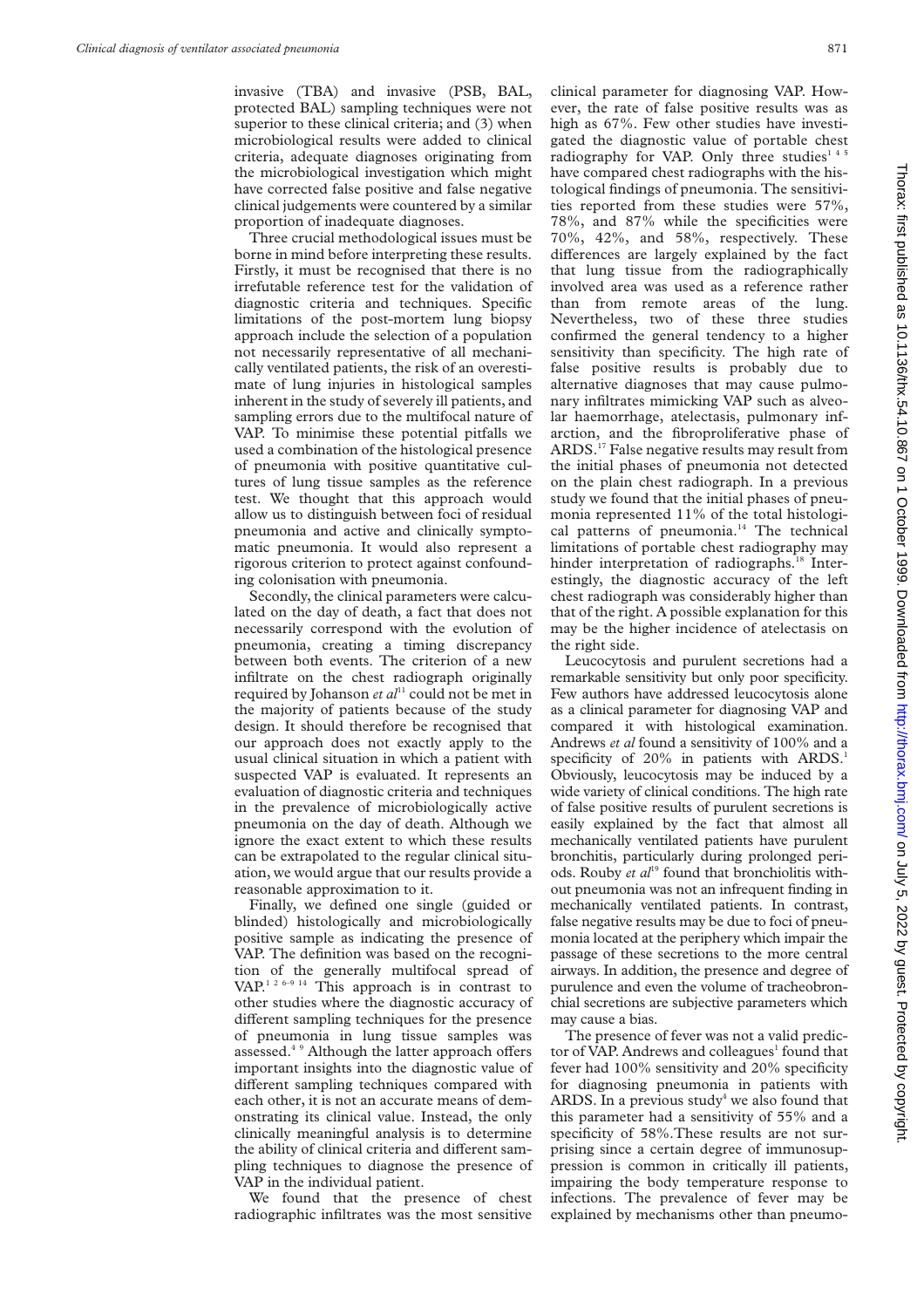invasive (TBA) and invasive (PSB, BAL, protected BAL) sampling techniques were not superior to these clinical criteria; and (3) when microbiological results were added to clinical criteria, adequate diagnoses originating from the microbiological investigation which might have corrected false positive and false negative clinical judgements were countered by a similar proportion of inadequate diagnoses.

Three crucial methodological issues must be borne in mind before interpreting these results. Firstly, it must be recognised that there is no irrefutable reference test for the validation of diagnostic criteria and techniques. Specific limitations of the post-mortem lung biopsy approach include the selection of a population not necessarily representative of all mechanically ventilated patients, the risk of an overestimate of lung injuries in histological samples inherent in the study of severely ill patients, and sampling errors due to the multifocal nature of VAP. To minimise these potential pitfalls we used a combination of the histological presence of pneumonia with positive quantitative cultures of lung tissue samples as the reference test. We thought that this approach would allow us to distinguish between foci of residual pneumonia and active and clinically symptomatic pneumonia. It would also represent a rigorous criterion to protect against confounding colonisation with pneumonia.

Secondly, the clinical parameters were calculated on the day of death, a fact that does not necessarily correspond with the evolution of pneumonia, creating a timing discrepancy between both events. The criterion of a new infiltrate on the chest radiograph originally required by Johanson *et al*[11] could not be met in the majority of patients because of the study design. It should therefore be recognised that our approach does not exactly apply to the usual clinical situation in which a patient with suspected VAP is evaluated. It represents an evaluation of diagnostic criteria and techniques in the prevalence of microbiologically active pneumonia on the day of death. Although we ignore the exact extent to which these results can be extrapolated to the regular clinical situation, we would argue that our results provide a reasonable approximation to it.

Finally, we defined one single (guided or blinded) histologically and microbiologically positive sample as indicating the presence of VAP. The definition was based on the recognition of the generally multifocal spread of VAP.[1 2 6–9 14] This approach is in contrast to other studies where the diagnostic accuracy of different sampling techniques for the presence of pneumonia in lung tissue samples was assessed.[4 9] Although the latter approach offers important insights into the diagnostic value of different sampling techniques compared with each other, it is not an accurate means of demonstrating its clinical value. Instead, the only clinically meaningful analysis is to determine the ability of clinical criteria and different sampling techniques to diagnose the presence of VAP in the individual patient.

We found that the presence of chest radiographic infiltrates was the most sensitive clinical parameter for diagnosing VAP. However, the rate of false positive results was as high as 67%. Few other studies have investigated the diagnostic value of portable chest radiography for VAP. Only three studies[1 4 5] have compared chest radiographs with the histological findings of pneumonia. The sensitivities reported from these studies were 57%, 78%, and 87% while the specificities were 70%, 42%, and 58%, respectively. These differences are largely explained by the fact that lung tissue from the radiographically involved area was used as a reference rather than from remote areas of the lung. Nevertheless, two of these three studies confirmed the general tendency to a higher sensitivity than specificity. The high rate of false positive results is probably due to alternative diagnoses that may cause pulmonary infiltrates mimicking VAP such as alveolar haemorrhage, atelectasis, pulmonary infarction, and the fibroproliferative phase of ARDS.[17] False negative results may result from the initial phases of pneumonia not detected on the plain chest radiograph. In a previous study we found that the initial phases of pneumonia represented 11% of the total histological patterns of pneumonia.[14] The technical limitations of portable chest radiography may hinder interpretation of radiographs.[18] Interestingly, the diagnostic accuracy of the left chest radiograph was considerably higher than that of the right. A possible explanation for this may be the higher incidence of atelectasis on the right side.

Leucocytosis and purulent secretions had a remarkable sensitivity but only poor specificity. Few authors have addressed leucocytosis alone as a clinical parameter for diagnosing VAP and compared it with histological examination. Andrews *et al* found a sensitivity of 100% and a specificity of 20% in patients with ARDS.[1] Obviously, leucocytosis may be induced by a wide variety of clinical conditions. The high rate of false positive results of purulent secretions is easily explained by the fact that almost all mechanically ventilated patients have purulent bronchitis, particularly during prolonged periods. Rouby *et al*[19] found that bronchiolitis without pneumonia was not an infrequent finding in mechanically ventilated patients. In contrast, false negative results may be due to foci of pneumonia located at the periphery which impair the passage of these secretions to the more central airways. In addition, the presence and degree of purulence and even the volume of tracheobronchial secretions are subjective parameters which may cause a bias.

The presence of fever was not a valid predictor of VAP. Andrews and colleagues[1] found that fever had 100% sensitivity and 20% specificity for diagnosing pneumonia in patients with ARDS. In a previous study[4] we also found that this parameter had a sensitivity of 55% and a specificity of 58%. These results are not surprising since a certain degree of immunosuppression is common in critically ill patients, impairing the body temperature response to infections. The prevalence of fever may be explained by mechanisms other than pneumo-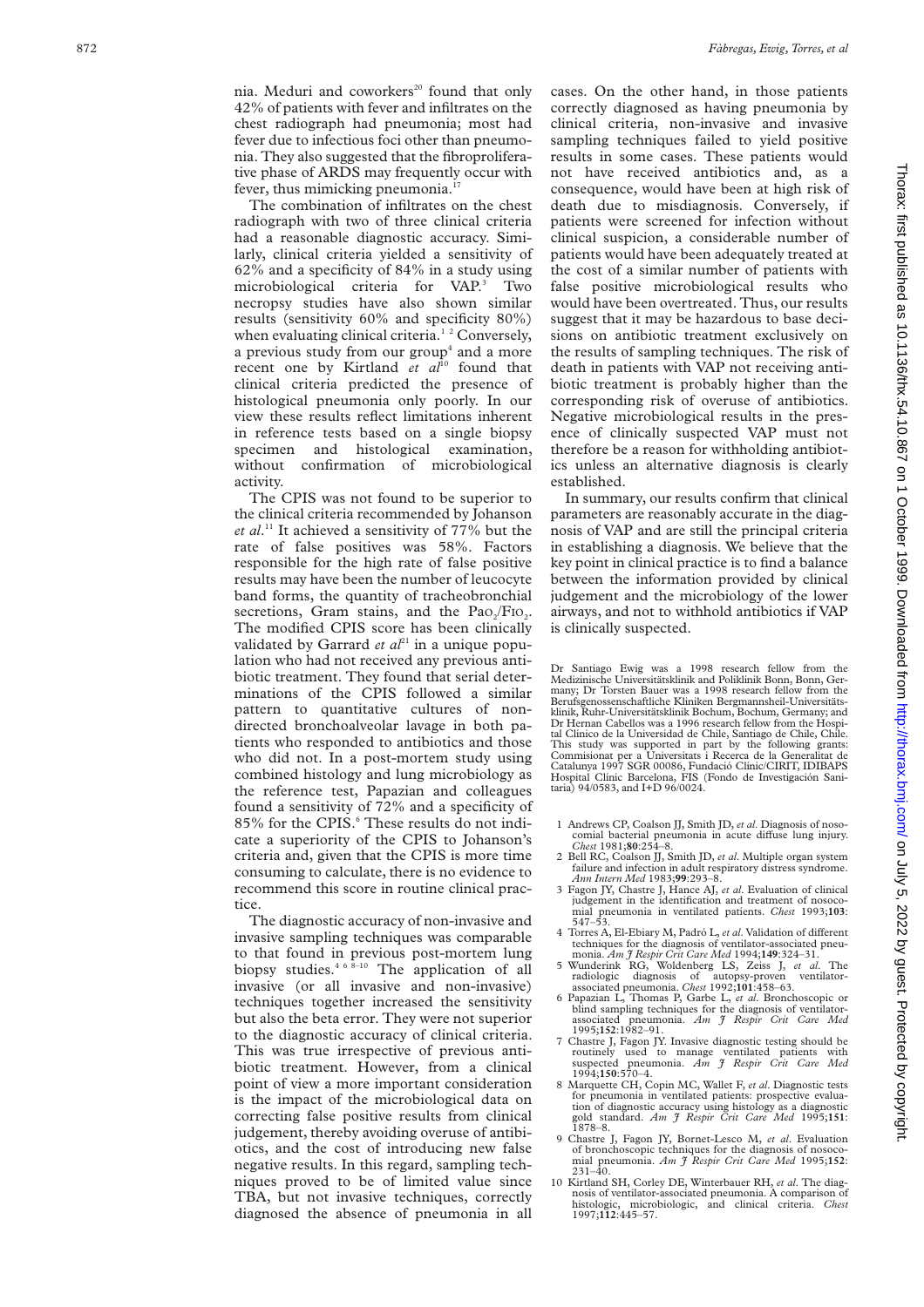nia. Meduri and coworkers[20] found that only 42% of patients with fever and infiltrates on the chest radiograph had pneumonia; most had fever due to infectious foci other than pneumonia. They also suggested that the fibroproliferative phase of ARDS may frequently occur with fever, thus mimicking pneumonia.[17]

The combination of infiltrates on the chest radiograph with two of three clinical criteria had a reasonable diagnostic accuracy. Similarly, clinical criteria yielded a sensitivity of 62% and a specificity of 84% in a study using microbiological criteria for VAP.[3] Two necropsy studies have also shown similar results (sensitivity 60% and specificity 80%) when evaluating clinical criteria.[1 2] Conversely, a previous study from our group[4] and a more recent one by Kirtland *et al*[10] found that clinical criteria predicted the presence of histological pneumonia only poorly. In our view these results reflect limitations inherent in reference tests based on a single biopsy specimen and histological examination, without confirmation of microbiological activity.

The CPIS was not found to be superior to the clinical criteria recommended by Johanson *et al*.[11] It achieved a sensitivity of 77% but the rate of false positives was 58%. Factors responsible for the high rate of false positive results may have been the number of leucocyte band forms, the quantity of tracheobronchial secretions, Gram stains, and the $PaO_2/FIO_2$. The modified CPIS score has been clinically validated by Garrard *et al*[21] in a unique population who had not received any previous antibiotic treatment. They found that serial determinations of the CPIS followed a similar pattern to quantitative cultures of non-directed bronchoalveolar lavage in both patients who responded to antibiotics and those who did not. In a post-mortem study using combined histology and lung microbiology as the reference test, Papazian and colleagues found a sensitivity of 72% and a specificity of 85% for the CPIS.[6] These results do not indicate a superiority of the CPIS to Johanson's criteria and, given that the CPIS is more time consuming to calculate, there is no evidence to recommend this score in routine clinical practice.

The diagnostic accuracy of non-invasive and invasive sampling techniques was comparable to that found in previous post-mortem lung biopsy studies.[4 6 8–10] The application of all invasive (or all invasive and non-invasive) techniques together increased the sensitivity but also the beta error. They were not superior to the diagnostic accuracy of clinical criteria. This was true irrespective of previous antibiotic treatment. However, from a clinical point of view a more important consideration is the impact of the microbiological data on correcting false positive results from clinical judgement, thereby avoiding overuse of antibiotics, and the cost of introducing new false negative results. In this regard, sampling techniques proved to be of limited value since TBA, but not invasive techniques, correctly diagnosed the absence of pneumonia in all cases. On the other hand, in those patients correctly diagnosed as having pneumonia by clinical criteria, non-invasive and invasive sampling techniques failed to yield positive results in some cases. These patients would not have received antibiotics and, as a consequence, would have been at high risk of death due to misdiagnosis. Conversely, if patients were screened for infection without clinical suspicion, a considerable number of patients would have been adequately treated at the cost of a similar number of patients with false positive microbiological results who would have been overtreated. Thus, our results suggest that it may be hazardous to base decisions on antibiotic treatment exclusively on the results of sampling techniques. The risk of death in patients with VAP not receiving antibiotic treatment is probably higher than the corresponding risk of overuse of antibiotics. Negative microbiological results in the presence of clinically suspected VAP must not therefore be a reason for withholding antibiotics unless an alternative diagnosis is clearly established.

In summary, our results confirm that clinical parameters are reasonably accurate in the diagnosis of VAP and are still the principal criteria in establishing a diagnosis. We believe that the key point in clinical practice is to find a balance between the information provided by clinical judgement and the microbiology of the lower airways, and not to withhold antibiotics if VAP is clinically suspected.

Dr Santiago Ewig was a 1998 research fellow from the Medizinische Universitätsklinik and Poliklinik Bonn, Bonn, Germany; Dr Torsten Bauer was a 1998 research fellow from the Berufsgenossenschaftliche Kliniken Bergmannsheil-Universitätsklinik, Ruhr-Universitätsklinik Bochum, Bochum, Germany; and Dr Hernan Cabellos was a 1996 research fellow from the Hospital Clínico de la Universidad de Chile, Santiago de Chile, Chile. This study was supported in part by the following grants: Commisionat per a Universitats i Recerca de la Generalitat de Catalunya 1997 SGR 00086, Fundació Clínic/CIRIT, IDIBAPS Hospital Clínic Barcelona, FIS (Fondo de Investigación Sanitaria) 94/0583, and I+D 96/0024.

1 Andrews CP, Coalson JJ, Smith JD, *et al*. Diagnosis of nosocomial bacterial pneumonia in acute diffuse lung injury. *Chest* 1981;**80**:254–8.
2 Bell RC, Coalson JJ, Smith JD, *et al*. Multiple organ system failure and infection in adult respiratory distress syndrome. *Ann Intern Med* 1983;**99**:293–8.
3 Fagon JY, Chastre J, Hance AJ, *et al*. Evaluation of clinical judgement in the identification and treatment of nosocomial pneumonia in ventilated patients. *Chest* 1993;**103**:547–53.
4 Torres A, El-Ebiary M, Padró L, *et al*. Validation of different techniques for the diagnosis of ventilator-associated pneumonia. *Am J Respir Crit Care Med* 1994;**149**:324–31.
5 Wunderink RG, Woldenberg LS, Zeiss J, *et al*. The radiologic diagnosis of autopsy-proven ventilator-associated pneumonia. *Chest* 1992;**101**:458–63.
6 Papazian L, Thomas P, Garbe L, *et al*. Bronchoscopic or blind sampling techniques for the diagnosis of ventilator-associated pneumonia. *Am J Respir Crit Care Med* 1995;**152**:1982–91.
7 Chastre J, Fagon JY. Invasive diagnostic testing should be routinely used to manage ventilated patients with suspected pneumonia. *Am J Respir Crit Care Med* 1994;**150**:570–4.
8 Marquette CH, Copin MC, Wallet F, *et al*. Diagnostic tests for pneumonia in ventilated patients: prospective evaluation of diagnostic accuracy using histology as a diagnostic gold standard. *Am J Respir Crit Care Med* 1995;**151**:1878–8.
9 Chastre J, Fagon JY, Bornet-Lesco M, *et al*. Evaluation of bronchoscopic techniques for the diagnosis of nosocomial pneumonia. *Am J Respir Crit Care Med* 1995;**152**:231–40.
10 Kirtland SH, Corley DE, Winterbauer RH, *et al*. The diagnosis of ventilator-associated pneumonia. A comparison of histologic, microbiologic, and clinical criteria. *Chest* 1997;**112**:445–57.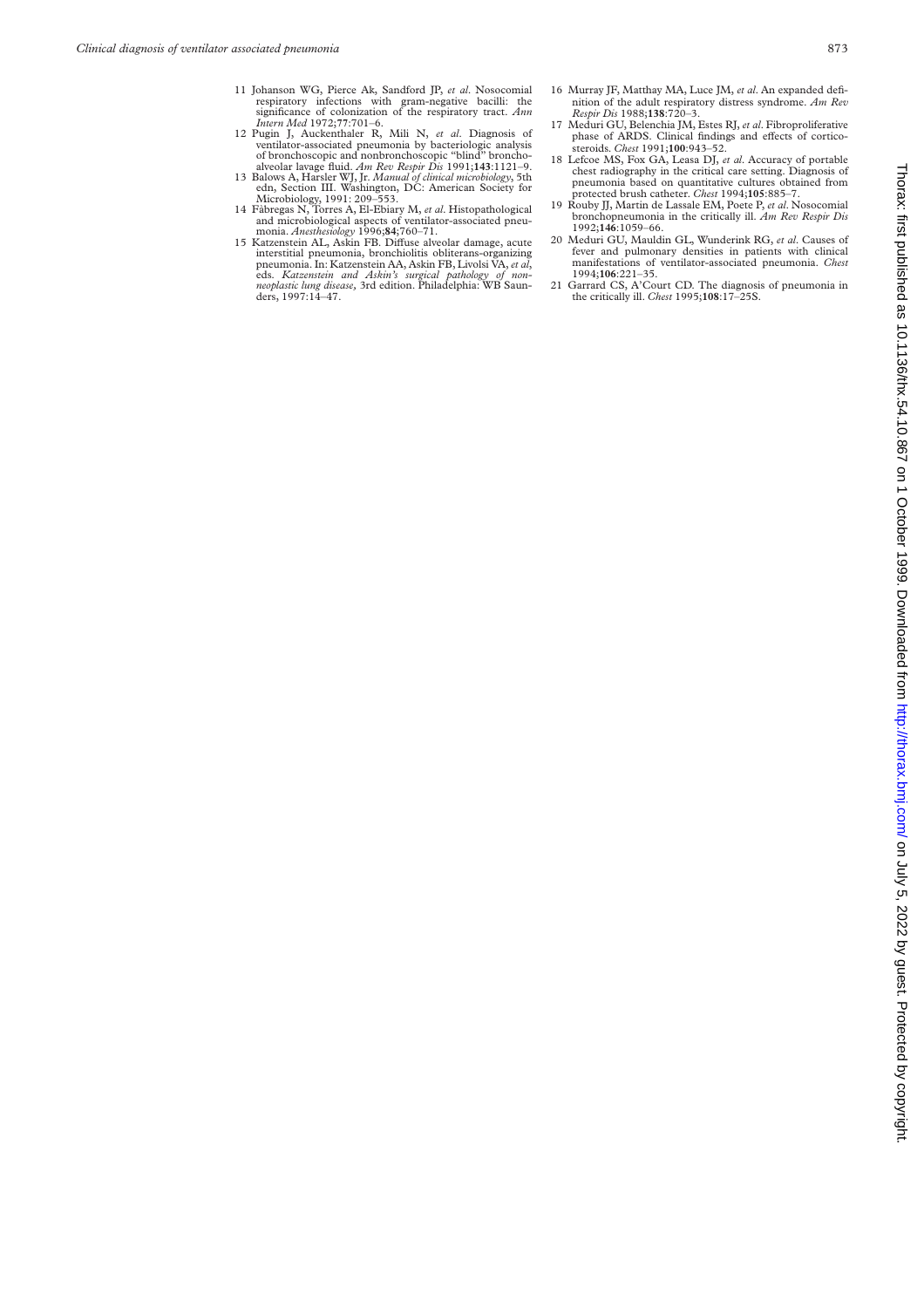11 Johanson WG, Pierce Ak, Sandford JP, *et al*. Nosocomial respiratory infections with gram-negative bacilli: the significance of colonization of the respiratory tract. *Ann Intern Med* 1972;**77**:701–6.

12 Pugin J, Auckenthaler R, Mili N, *et al*. Diagnosis of ventilator-associated pneumonia by bacteriologic analysis of bronchoscopic and nonbronchoscopic "blind" bronchoalveolar lavage fluid. *Am Rev Respir Dis* 1991;**143**:1121–9.

13 Balows A, Harsler WJ, Jr. *Manual of clinical microbiology*, 5th edn, Section III. Washington, DC: American Society for Microbiology, 1991: 209–553.

14 Fàbregas N, Torres A, El-Ebiary M, *et al*. Histopathological and microbiological aspects of ventilator-associated pneumonia. *Anesthesiology* 1996;**84**;760–71.

15 Katzenstein AL, Askin FB. Diffuse alveolar damage, acute interstitial pneumonia, bronchiolitis obliterans-organizing pneumonia. In: Katzenstein AA, Askin FB, Livolsi VA, *et al*, eds. *Katzenstein and Askin's surgical pathology of non-neoplastic lung disease*, 3rd edition. Philadelphia: WB Saunders, 1997:14–47.

16 Murray JF, Matthay MA, Luce JM, *et al*. An expanded definition of the adult respiratory distress syndrome. *Am Rev Respir Dis* 1988;**138**:720–3.

17 Meduri GU, Belenchia JM, Estes RJ, *et al*. Fibroproliferative phase of ARDS. Clinical findings and effects of corticosteroids. *Chest* 1991;**100**:943–52.

18 Lefcoe MS, Fox GA, Leasa DJ, *et al*. Accuracy of portable chest radiography in the critical care setting. Diagnosis of pneumonia based on quantitative cultures obtained from protected brush catheter. *Chest* 1994;**105**:885–7.

19 Rouby JJ, Martin de Lassale EM, Poete P, *et al*. Nosocomial bronchopneumonia in the critically ill. *Am Rev Respir Dis* 1992;**146**:1059–66.

20 Meduri GU, Mauldin GL, Wunderink RG, *et al*. Causes of fever and pulmonary densities in patients with clinical manifestations of ventilator-associated pneumonia. *Chest* 1994;**106**:221–35.

21 Garrard CS, A'Court CD. The diagnosis of pneumonia in the critically ill. *Chest* 1995;**108**:17–25S.